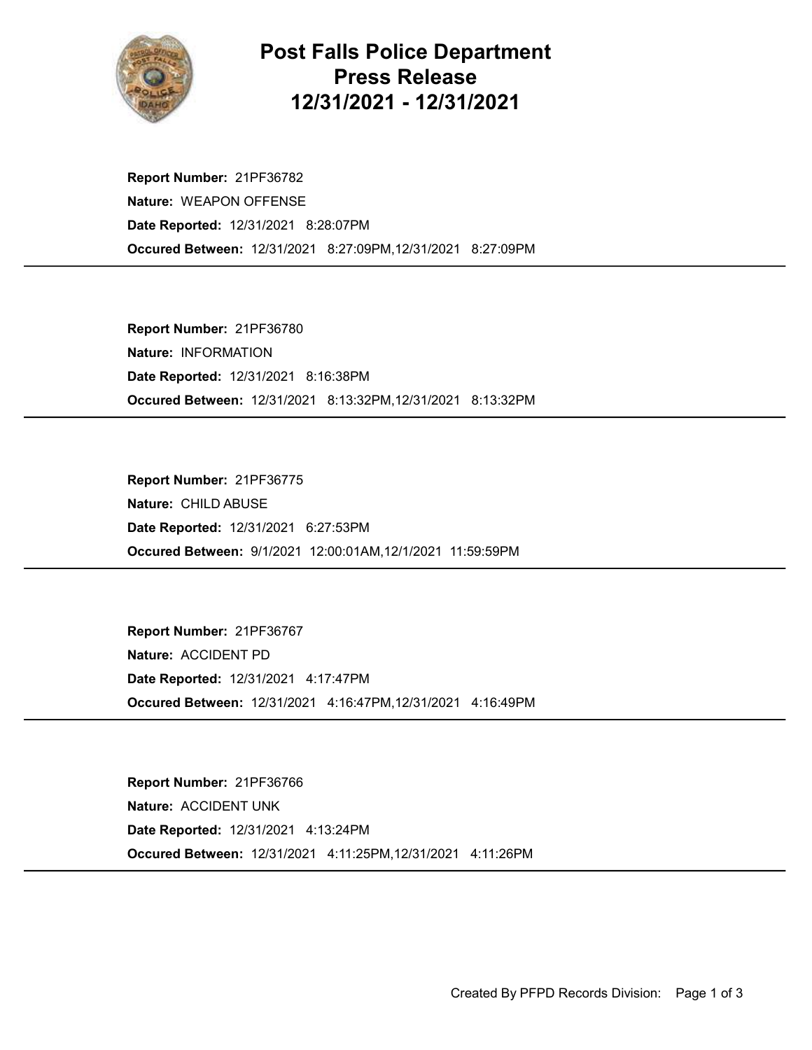# Post Falls Police Department Press Release 12/31/2021 - 12/31/2021

**Report Number:** 21PF36782
**Nature:** WEAPON OFFENSE
**Date Reported:** 12/31/2021 8:28:07PM
**Occured Between:** 12/31/2021 8:27:09PM,12/31/2021 8:27:09PM

---

**Report Number:** 21PF36780
**Nature:** INFORMATION
**Date Reported:** 12/31/2021 8:16:38PM
**Occured Between:** 12/31/2021 8:13:32PM,12/31/2021 8:13:32PM

---

**Report Number:** 21PF36775
**Nature:** CHILD ABUSE
**Date Reported:** 12/31/2021 6:27:53PM
**Occured Between:** 9/1/2021 12:00:01AM,12/1/2021 11:59:59PM

---

**Report Number:** 21PF36767
**Nature:** ACCIDENT PD
**Date Reported:** 12/31/2021 4:17:47PM
**Occured Between:** 12/31/2021 4:16:47PM,12/31/2021 4:16:49PM

---

**Report Number:** 21PF36766
**Nature:** ACCIDENT UNK
**Date Reported:** 12/31/2021 4:13:24PM
**Occured Between:** 12/31/2021 4:11:25PM,12/31/2021 4:11:26PM

---

Created By PFPD Records Division: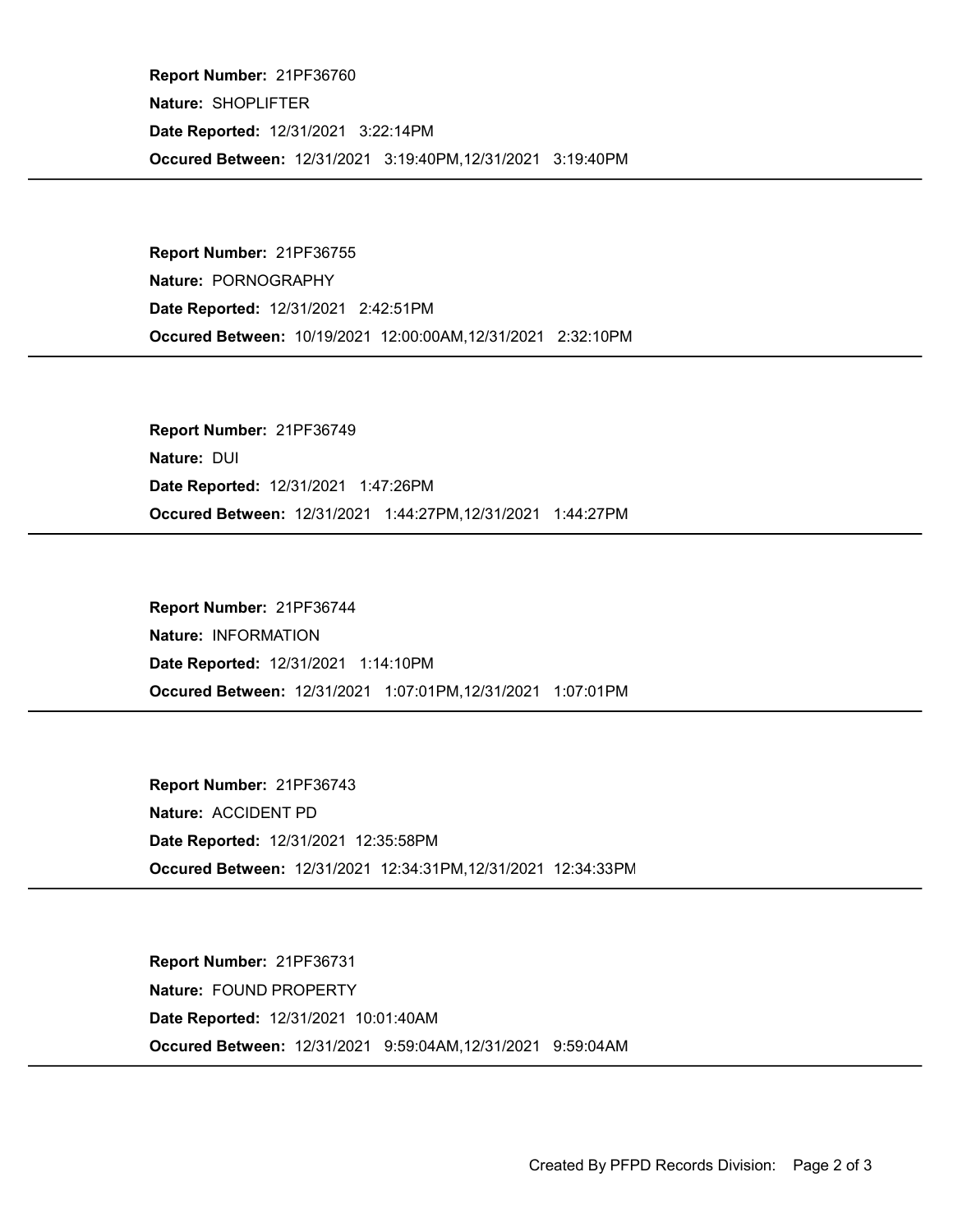**Report Number:** 21PF36760
**Nature:** SHOPLIFTER
**Date Reported:** 12/31/2021 3:22:14PM
**Occured Between:** 12/31/2021 3:19:40PM,12/31/2021 3:19:40PM

---

**Report Number:** 21PF36755
**Nature:** PORNOGRAPHY
**Date Reported:** 12/31/2021 2:42:51PM
**Occured Between:** 10/19/2021 12:00:00AM,12/31/2021 2:32:10PM

---

**Report Number:** 21PF36749
**Nature:** DUI
**Date Reported:** 12/31/2021 1:47:26PM
**Occured Between:** 12/31/2021 1:44:27PM,12/31/2021 1:44:27PM

---

**Report Number:** 21PF36744
**Nature:** INFORMATION
**Date Reported:** 12/31/2021 1:14:10PM
**Occured Between:** 12/31/2021 1:07:01PM,12/31/2021 1:07:01PM

---

**Report Number:** 21PF36743
**Nature:** ACCIDENT PD
**Date Reported:** 12/31/2021 12:35:58PM
**Occured Between:** 12/31/2021 12:34:31PM,12/31/2021 12:34:33PM

---

**Report Number:** 21PF36731
**Nature:** FOUND PROPERTY
**Date Reported:** 12/31/2021 10:01:40AM
**Occured Between:** 12/31/2021 9:59:04AM,12/31/2021 9:59:04AM

---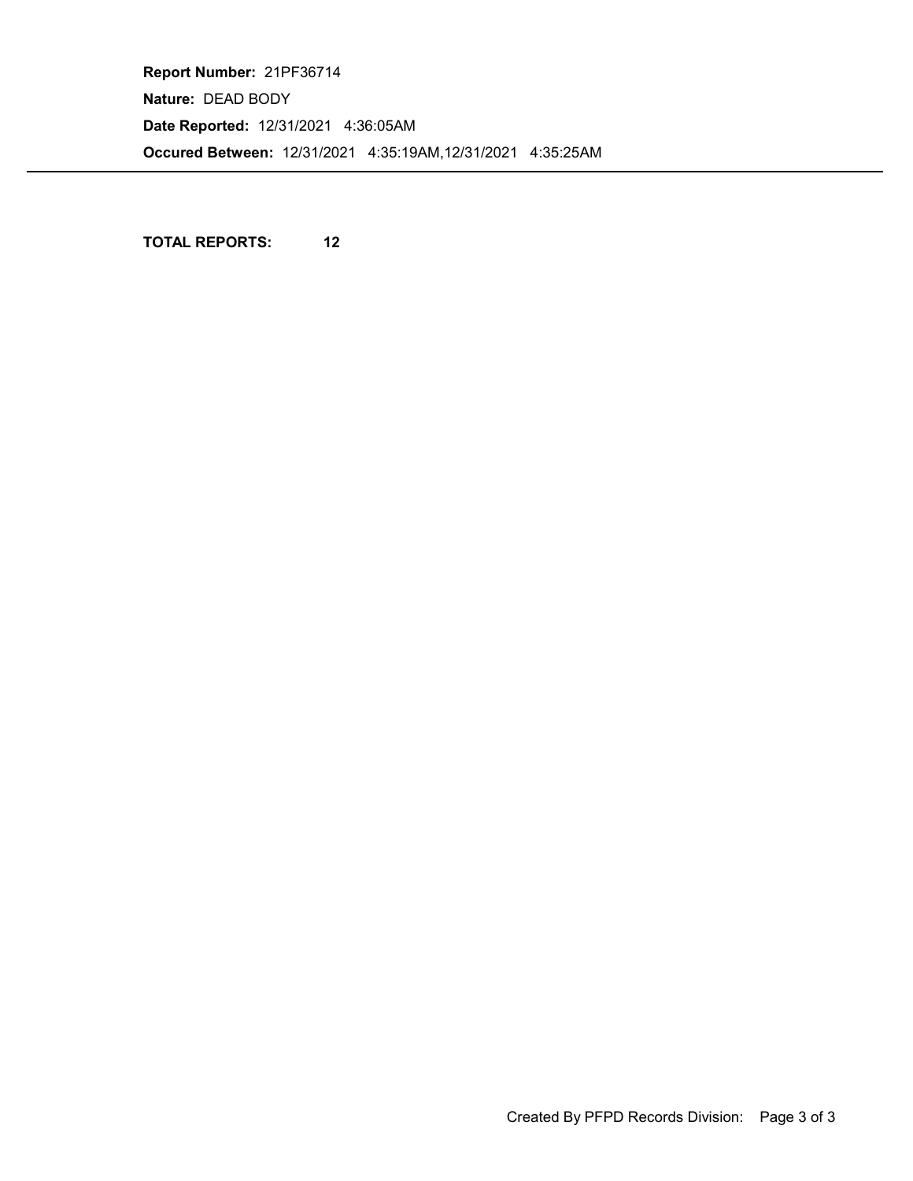**Report Number:** 21PF36714

**Nature:** DEAD BODY

**Date Reported:** 12/31/2021 4:36:05AM

**Occured Between:** 12/31/2021 4:35:19AM,12/31/2021 4:35:25AM

---

**TOTAL REPORTS: 12**

Created By PFPD Records Division: